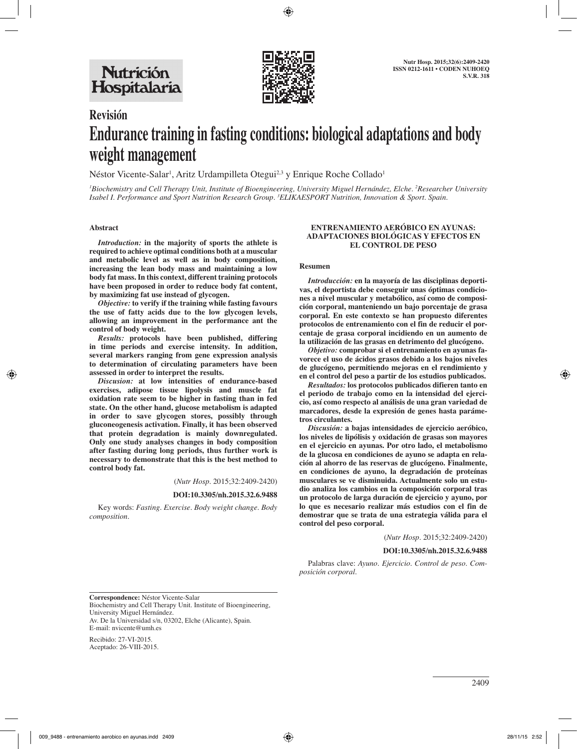Revisión

# Endurance training in fasting conditions: biological adaptations and body weight management

Néstor Vicente-Salar[1], Aritz Urdampilleta Otegui[2,3] y Enrique Roche Collado[1]

[1]Biochemistry and Cell Therapy Unit, Institute of Bioengineering, University Miguel Hernández, Elche. [2]Researcher University Isabel I. Performance and Sport Nutrition Research Group. [3]ELIKAESPORT Nutrition, Innovation & Sport. Spain.

## Abstract

***Introduction:*** **in the majority of sports the athlete is required to achieve optimal conditions both at a muscular and metabolic level as well as in body composition, increasing the lean body mass and maintaining a low body fat mass. In this context, different training protocols have been proposed in order to reduce body fat content, by maximizing fat use instead of glycogen.**

***Objective:*** **to verify if the training while fasting favours the use of fatty acids due to the low glycogen levels, allowing an improvement in the performance ant the control of body weight.**

***Results:*** **protocols have been published, differing in time periods and exercise intensity. In addition, several markers ranging from gene expression analysis to determination of circulating parameters have been assessed in order to interpret the results.**

***Discusion:*** **at low intensities of endurance-based exercises, adipose tissue lipolysis and muscle fat oxidation rate seem to be higher in fasting than in fed state. On the other hand, glucose metabolism is adapted in order to save glycogen stores, possibly through gluconeogenesis activation. Finally, it has been observed that protein degradation is mainly downregulated. Only one study analyses changes in body composition after fasting during long periods, thus further work is necessary to demonstrate that this is the best method to control body fat.**

(*Nutr Hosp.* 2015;32:2409-2420)

**DOI:10.3305/nh.2015.32.6.9488**

Key words: *Fasting. Exercise. Body weight change. Body composition.*

## ENTRENAMIENTO AERÓBICO EN AYUNAS: ADAPTACIONES BIOLÓGICAS Y EFECTOS EN EL CONTROL DE PESO

### Resumen

***Introducción:*** **en la mayoría de las disciplinas deportivas, el deportista debe conseguir unas óptimas condiciones a nivel muscular y metabólico, así como de composición corporal, manteniendo un bajo porcentaje de grasa corporal. En este contexto se han propuesto diferentes protocolos de entrenamiento con el fin de reducir el porcentaje de grasa corporal incidiendo en un aumento de la utilización de las grasas en detrimento del glucógeno.**

***Objetivo:*** **comprobar si el entrenamiento en ayunas favorece el uso de ácidos grasos debido a los bajos niveles de glucógeno, permitiendo mejoras en el rendimiento y en el control del peso a partir de los estudios publicados.**

***Resultados:*** **los protocolos publicados difieren tanto en el periodo de trabajo como en la intensidad del ejercicio, así como respecto al análisis de una gran variedad de marcadores, desde la expresión de genes hasta parámetros circulantes.**

***Discusión:*** **a bajas intensidades de ejercicio aeróbico, los niveles de lipólisis y oxidación de grasas son mayores en el ejercicio en ayunas. Por otro lado, el metabolismo de la glucosa en condiciones de ayuno se adapta en relación al ahorro de las reservas de glucógeno. Finalmente, en condiciones de ayuno, la degradación de proteínas musculares se ve disminuida. Actualmente solo un estudio analiza los cambios en la composición corporal tras un protocolo de larga duración de ejercicio y ayuno, por lo que es necesario realizar más estudios con el fin de demostrar que se trata de una estrategia válida para el control del peso corporal.**

(*Nutr Hosp.* 2015;32:2409-2420)

**DOI:10.3305/nh.2015.32.6.9488**

Palabras clave: *Ayuno. Ejercicio. Control de peso. Composición corporal.*

---

**Correspondence:** Néstor Vicente-Salar
Biochemistry and Cell Therapy Unit. Institute of Bioengineering, University Miguel Hernández.
Av. De la Universidad s/n, 03202, Elche (Alicante), Spain.
E-mail: nvicente@umh.es

Recibido: 27-VI-2015.
Aceptado: 26-VIII-2015.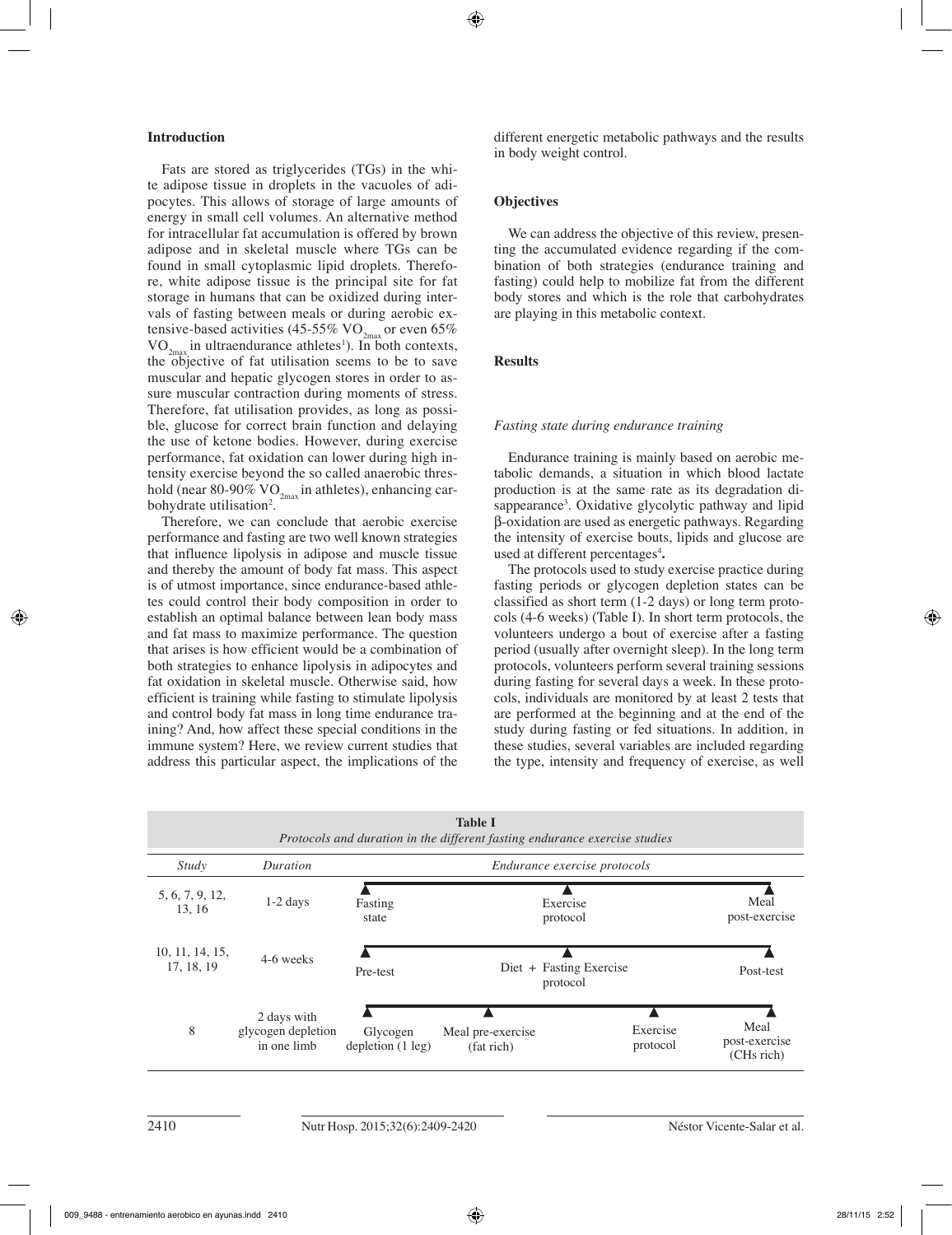## Introduction

Fats are stored as triglycerides (TGs) in the white adipose tissue in droplets in the vacuoles of adipocytes. This allows of storage of large amounts of energy in small cell volumes. An alternative method for intracellular fat accumulation is offered by brown adipose and in skeletal muscle where TGs can be found in small cytoplasmic lipid droplets. Therefore, white adipose tissue is the principal site for fat storage in humans that can be oxidized during intervals of fasting between meals or during aerobic extensive-based activities (45-55% $VO_{2max}$ or even 65% $VO_{2max}$ in ultraendurance athletes[1]). In both contexts, the objective of fat utilisation seems to be to save muscular and hepatic glycogen stores in order to assure muscular contraction during moments of stress. Therefore, fat utilisation provides, as long as possible, glucose for correct brain function and delaying the use of ketone bodies. However, during exercise performance, fat oxidation can lower during high intensity exercise beyond the so called anaerobic threshold (near 80-90% $VO_{2max}$ in athletes), enhancing carbohydrate utilisation[2].

Therefore, we can conclude that aerobic exercise performance and fasting are two well known strategies that influence lipolysis in adipose and muscle tissue and thereby the amount of body fat mass. This aspect is of utmost importance, since endurance-based athletes could control their body composition in order to establish an optimal balance between lean body mass and fat mass to maximize performance. The question that arises is how efficient would be a combination of both strategies to enhance lipolysis in adipocytes and fat oxidation in skeletal muscle. Otherwise said, how efficient is training while fasting to stimulate lipolysis and control body fat mass in long time endurance training? And, how affect these special conditions in the immune system? Here, we review current studies that address this particular aspect, the implications of the different energetic metabolic pathways and the results in body weight control.

## Objectives

We can address the objective of this review, presenting the accumulated evidence regarding if the combination of both strategies (endurance training and fasting) could help to mobilize fat from the different body stores and which is the role that carbohydrates are playing in this metabolic context.

## Results

### *Fasting state during endurance training*

Endurance training is mainly based on aerobic metabolic demands, a situation in which blood lactate production is at the same rate as its degradation disappearance[3]. Oxidative glycolytic pathway and lipid β-oxidation are used as energetic pathways. Regarding the intensity of exercise bouts, lipids and glucose are used at different percentages[4].

The protocols used to study exercise practice during fasting periods or glycogen depletion states can be classified as short term (1-2 days) or long term protocols (4-6 weeks) (Table I). In short term protocols, the volunteers undergo a bout of exercise after a fasting period (usually after overnight sleep). In the long term protocols, volunteers perform several training sessions during fasting for several days a week. In these protocols, individuals are monitored by at least 2 tests that are performed at the beginning and at the end of the study during fasting or fed situations. In addition, in these studies, several variables are included regarding the type, intensity and frequency of exercise, as well

**Table I**
*Protocols and duration in the different fasting endurance exercise studies*

| Study | Duration | Endurance exercise protocols | | | |
|---|---|---|---|---|---|
| 5, 6, 7, 9, 12, 13, 16 | 1-2 days | Fasting state | | Exercise protocol | Meal post-exercise |
| 10, 11, 14, 15, 17, 18, 19 | 4-6 weeks | Pre-test | | Diet + Fasting Exercise protocol | Post-test |
| 8 | 2 days with glycogen depletion in one limb | Glycogen depletion (1 leg) | Meal pre-exercise (fat rich) | Exercise protocol | Meal post-exercise (CHs rich) |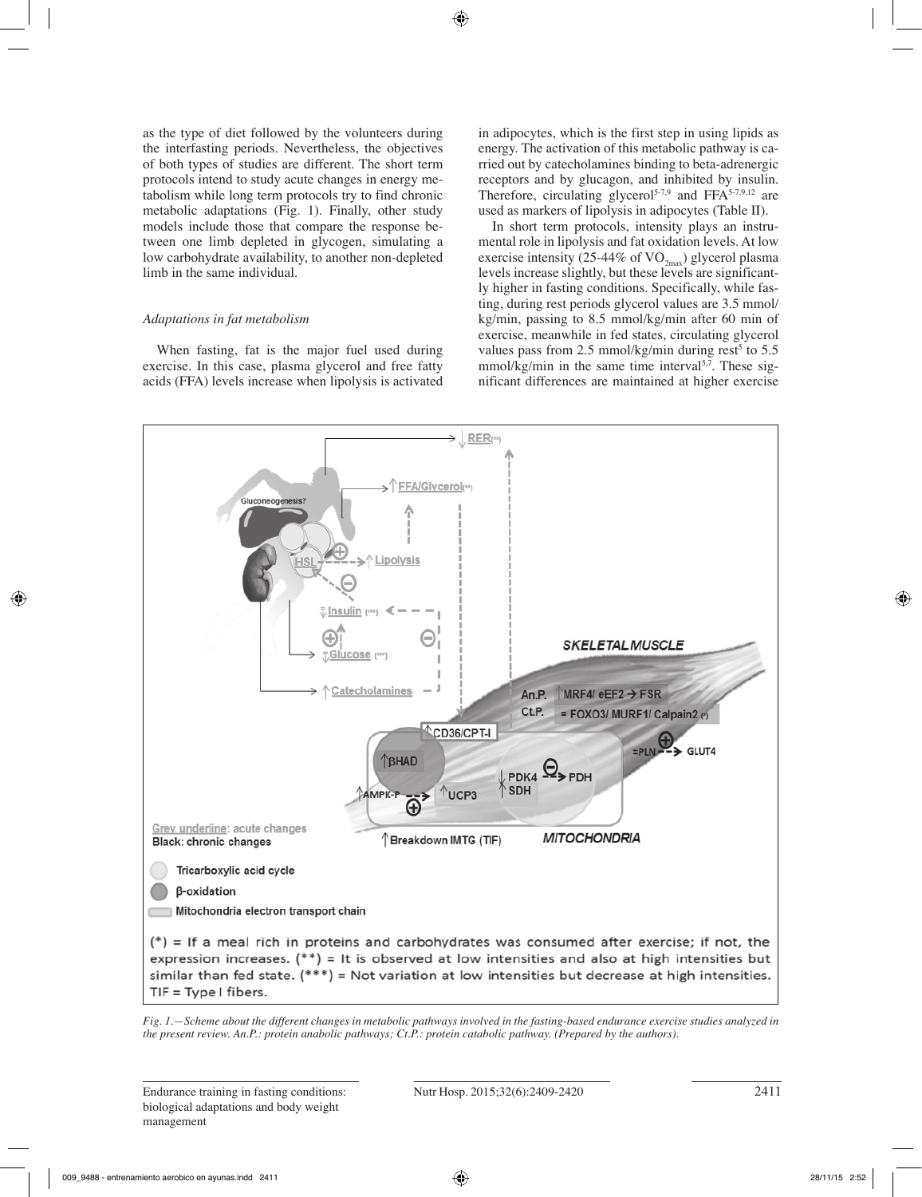as the type of diet followed by the volunteers during the interfasting periods. Nevertheless, the objectives of both types of studies are different. The short term protocols intend to study acute changes in energy metabolism while long term protocols try to find chronic metabolic adaptations (Fig. 1). Finally, other study models include those that compare the response between one limb depleted in glycogen, simulating a low carbohydrate availability, to another non-depleted limb in the same individual.

### *Adaptations in fat metabolism*

When fasting, fat is the major fuel used during exercise. In this case, plasma glycerol and free fatty acids (FFA) levels increase when lipolysis is activated in adipocytes, which is the first step in using lipids as energy. The activation of this metabolic pathway is carried out by catecholamines binding to beta-adrenergic receptors and by glucagon, and inhibited by insulin. Therefore, circulating glycerol[5-7,9] and FFA[5-7,9,12] are used as markers of lipolysis in adipocytes (Table II).

In short term protocols, intensity plays an instrumental role in lipolysis and fat oxidation levels. At low exercise intensity (25-44% of $VO_{2max}$) glycerol plasma levels increase slightly, but these levels are significantly higher in fasting conditions. Specifically, while fasting, during rest periods glycerol values are 3.5 mmol/kg/min, passing to 8.5 mmol/kg/min after 60 min of exercise, meanwhile in fed states, circulating glycerol values pass from 2.5 mmol/kg/min during rest[5] to 5.5 mmol/kg/min in the same time interval[5,7]. These significant differences are maintained at higher exercise

(*) = If a meal rich in proteins and carbohydrates was consumed after exercise; if not, the expression increases. (**) = It is observed at low intensities and also at high intensities but similar than fed state. (***) = Not variation at low intensities but decrease at high intensities. TIF = Type I fibers.

*Fig. 1.—Scheme about the different changes in metabolic pathways involved in the fasting-based endurance exercise studies analyzed in the present review. An.P.: protein anabolic pathways; Ct.P.: protein catabolic pathway. (Prepared by the authors).*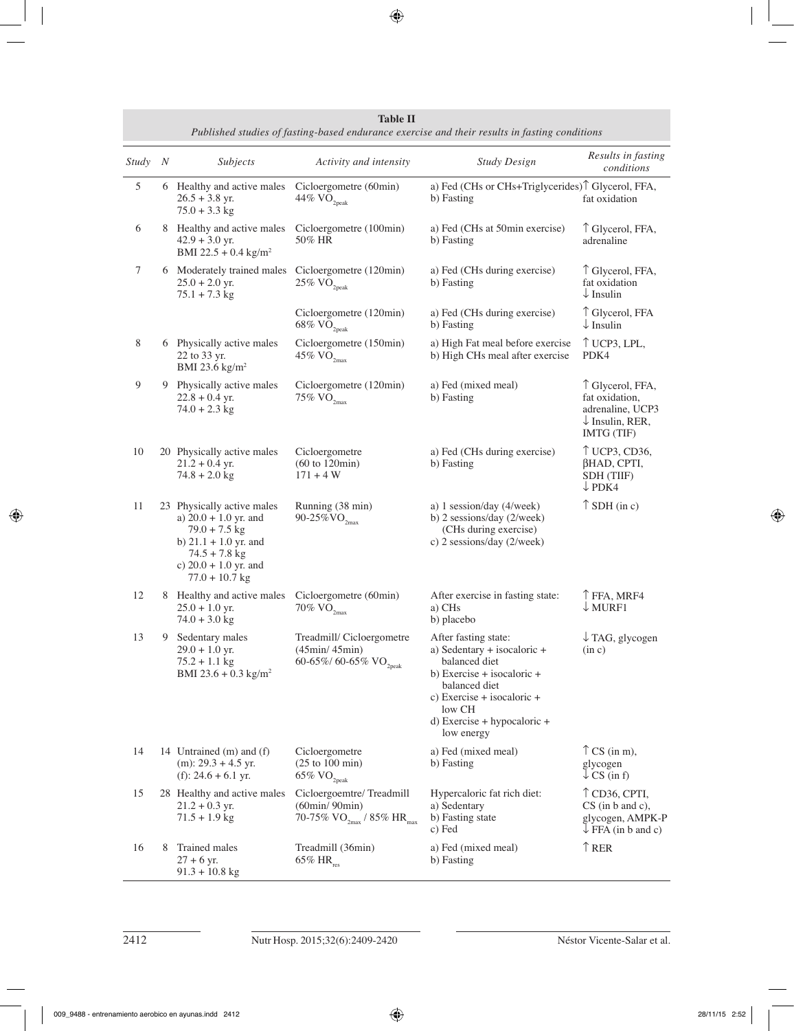**Table II**
*Published studies of fasting-based endurance exercise and their results in fasting conditions*

| Study | N | Subjects | Activity and intensity | Study Design | Results in fasting conditions |
|---|---|---|---|---|---|
| 5 | 6 | Healthy and active males<br>26.5 + 3.8 yr.<br>75.0 + 3.3 kg | Cicloergometre (60min)<br>44% $VO_{2peak}$ | a) Fed (CHs or CHs+Triglycerides)<br>b) Fasting | ↑ Glycerol, FFA, fat oxidation |
| 6 | 8 | Healthy and active males<br>42.9 + 3.0 yr.<br>BMI 22.5 + 0.4 kg/m² | Cicloergometre (100min)<br>50% HR | a) Fed (CHs at 50min exercise)<br>b) Fasting | ↑ Glycerol, FFA, adrenaline |
| 7 | 6 | Moderately trained males<br>25.0 + 2.0 yr.<br>75.1 + 7.3 kg | Cicloergometre (120min)<br>25% $VO_{2peak}$ | a) Fed (CHs during exercise)<br>b) Fasting | ↑ Glycerol, FFA, fat oxidation<br>↓ Insulin |
| | | | Cicloergometre (120min)<br>68% $VO_{2peak}$ | a) Fed (CHs during exercise)<br>b) Fasting | ↑ Glycerol, FFA<br>↓ Insulin |
| 8 | 6 | Physically active males<br>22 to 33 yr.<br>BMI 23.6 kg/m² | Cicloergometre (150min)<br>45% $VO_{2max}$ | a) High Fat meal before exercise<br>b) High CHs meal after exercise | ↑ UCP3, LPL, PDK4 |
| 9 | 9 | Physically active males<br>22.8 + 0.4 yr.<br>74.0 + 2.3 kg | Cicloergometre (120min)<br>75% $VO_{2max}$ | a) Fed (mixed meal)<br>b) Fasting | ↑ Glycerol, FFA, fat oxidation, adrenaline, UCP3<br>↓ Insulin, RER, IMTG (TIF) |
| 10 | 20 | Physically active males<br>21.2 + 0.4 yr.<br>74.8 + 2.0 kg | Cicloergometre<br>(60 to 120min)<br>171 + 4 W | a) Fed (CHs during exercise)<br>b) Fasting | ↑ UCP3, CD36, βHAD, CPTI, SDH (TIIF)<br>↓ PDK4 |
| 11 | 23 | Physically active males<br>a) 20.0 + 1.0 yr. and 79.0 + 7.5 kg<br>b) 21.1 + 1.0 yr. and 74.5 + 7.8 kg<br>c) 20.0 + 1.0 yr. and 77.0 + 10.7 kg | Running (38 min)<br>90-25%$VO_{2max}$ | a) 1 session/day (4/week)<br>b) 2 sessions/day (2/week) (CHs during exercise)<br>c) 2 sessions/day (2/week) | ↑ SDH (in c) |
| 12 | 8 | Healthy and active males<br>25.0 + 1.0 yr.<br>74.0 + 3.0 kg | Cicloergometre (60min)<br>70% $VO_{2max}$ | After exercise in fasting state:<br>a) CHs<br>b) placebo | ↑ FFA, MRF4<br>↓ MURF1 |
| 13 | 9 | Sedentary males<br>29.0 + 1.0 yr.<br>75.2 + 1.1 kg<br>BMI 23.6 + 0.3 kg/m² | Treadmill/ Cicloergometre<br>(45min/ 45min)<br>60-65%/ 60-65% $VO_{2peak}$ | After fasting state:<br>a) Sedentary + isocaloric + balanced diet<br>b) Exercise + isocaloric + balanced diet<br>c) Exercise + isocaloric + low CH<br>d) Exercise + hypocaloric + low energy | ↓ TAG, glycogen (in c) |
| 14 | 14 | Untrained (m) and (f)<br>(m): 29.3 + 4.5 yr.<br>(f): 24.6 + 6.1 yr. | Cicloergometre<br>(25 to 100 min)<br>65% $VO_{2peak}$ | a) Fed (mixed meal)<br>b) Fasting | ↑ CS (in m), glycogen<br>↓ CS (in f) |
| 15 | 28 | Healthy and active males<br>21.2 + 0.3 yr.<br>71.5 + 1.9 kg | Cicloergoemtre/ Treadmill<br>(60min/ 90min)<br>70-75% $VO_{2max}$ / 85% $HR_{max}$ | Hypercaloric fat rich diet:<br>a) Sedentary<br>b) Fasting state<br>c) Fed | ↑ CD36, CPTI, CS (in b and c), glycogen, AMPK-P<br>↓ FFA (in b and c) |
| 16 | 8 | Trained males<br>27 + 6 yr.<br>91.3 + 10.8 kg | Treadmill (36min)<br>65% $HR_{res}$ | a) Fed (mixed meal)<br>b) Fasting | ↑ RER |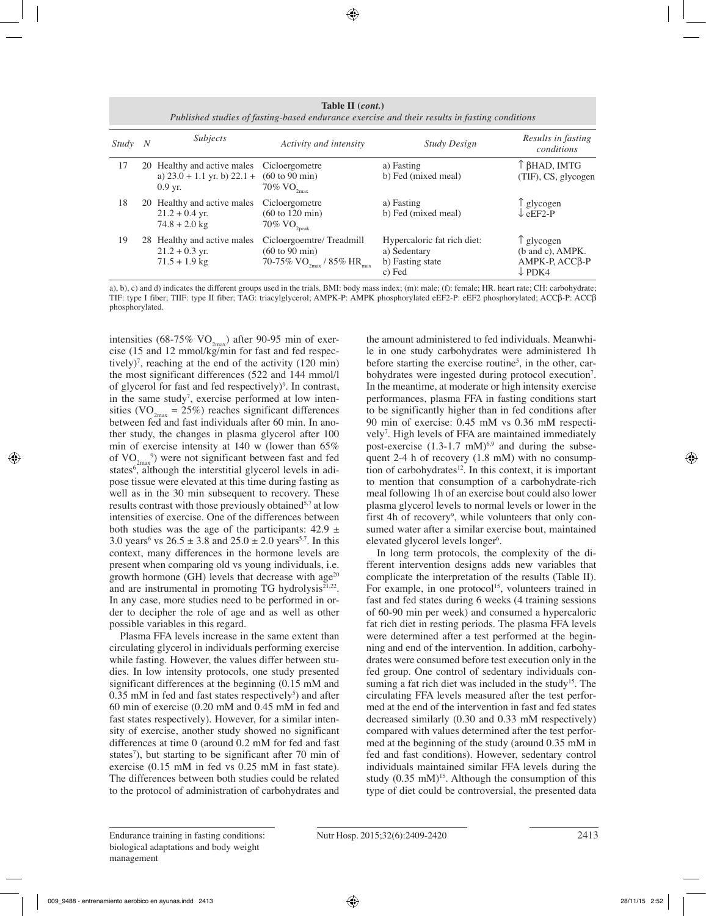**Table II (*cont.*)**
*Published studies of fasting-based endurance exercise and their results in fasting conditions*

| *Study* | *N* | *Subjects* | *Activity and intensity* | *Study Design* | *Results in fasting conditions* |
|---|---|---|---|---|---|
| 17 | 20 | Healthy and active males a) 23.0 + 1.1 yr. b) 22.1 + 0.9 yr. | Cicloergometre (60 to 90 min) 70% $VO_{2max}$ | a) Fasting b) Fed (mixed meal) | ↑ βHAD, IMTG (TIF), CS, glycogen |
| 18 | 20 | Healthy and active males 21.2 + 0.4 yr. 74.8 + 2.0 kg | Cicloergometre (60 to 120 min) 70% $VO_{2peak}$ | a) Fasting b) Fed (mixed meal) | ↑ glycogen ↓ eEF2-P |
| 19 | 28 | Healthy and active males 21.2 + 0.3 yr. 71.5 + 1.9 kg | Cicloergoemtre/ Treadmill (60 to 90 min) 70-75% $VO_{2max}$ / 85% $HR_{max}$ | Hypercaloric fat rich diet: a) Sedentary b) Fasting state c) Fed | ↑ glycogen (b and c), AMPK. AMPK-P, ACCβ-P ↓ PDK4 |

a), b), c) and d) indicates the different groups used in the trials. BMI: body mass index; (m): male; (f): female; HR. heart rate; CH: carbohydrate; TIF: type I fiber; TIIF: type II fiber; TAG: triacylglycerol; AMPK-P: AMPK phosphorylated eEF2-P: eEF2 phosphorylated; ACCβ-P: ACCβ phosphorylated.

intensities (68-75% $VO_{2max}$) after 90-95 min of exercise (15 and 12 mmol/kg/min for fast and fed respectively)[7], reaching at the end of the activity (120 min) the most significant differences (522 and 144 mmol/l of glycerol for fast and fed respectively)[9]. In contrast, in the same study[7], exercise performed at low intensities ($VO_{2max}$ = 25%) reaches significant differences between fed and fast individuals after 60 min. In another study, the changes in plasma glycerol after 100 min of exercise intensity at 140 w (lower than 65% of $VO_{2max}$[9]) were not significant between fast and fed states[6], although the interstitial glycerol levels in adipose tissue were elevated at this time during fasting as well as in the 30 min subsequent to recovery. These results contrast with those previously obtained[5,7] at low intensities of exercise. One of the differences between both studies was the age of the participants: 42.9 ± 3.0 years[6] vs 26.5 ± 3.8 and 25.0 ± 2.0 years[5,7]. In this context, many differences in the hormone levels are present when comparing old vs young individuals, i.e. growth hormone (GH) levels that decrease with age[20] and are instrumental in promoting TG hydrolysis[21,22]. In any case, more studies need to be performed in order to decipher the role of age and as well as other possible variables in this regard.

Plasma FFA levels increase in the same extent than circulating glycerol in individuals performing exercise while fasting. However, the values differ between studies. In low intensity protocols, one study presented significant differences at the beginning (0.15 mM and 0.35 mM in fed and fast states respectively[5]) and after 60 min of exercise (0.20 mM and 0.45 mM in fed and fast states respectively). However, for a similar intensity of exercise, another study showed no significant differences at time 0 (around 0.2 mM for fed and fast states[7]), but starting to be significant after 70 min of exercise (0.15 mM in fed vs 0.25 mM in fast state). The differences between both studies could be related to the protocol of administration of carbohydrates and the amount administered to fed individuals. Meanwhile in one study carbohydrates were administered 1h before starting the exercise routine[5], in the other, carbohydrates were ingested during protocol execution[7]. In the meantime, at moderate or high intensity exercise performances, plasma FFA in fasting conditions start to be significantly higher than in fed conditions after 90 min of exercise: 0.45 mM vs 0.36 mM respectively[7]. High levels of FFA are maintained immediately post-exercise (1.3-1.7 mM)[6,9] and during the subsequent 2-4 h of recovery (1.8 mM) with no consumption of carbohydrates[12]. In this context, it is important to mention that consumption of a carbohydrate-rich meal following 1h of an exercise bout could also lower plasma glycerol levels to normal levels or lower in the first 4h of recovery[9], while volunteers that only consumed water after a similar exercise bout, maintained elevated glycerol levels longer[6].

In long term protocols, the complexity of the different intervention designs adds new variables that complicate the interpretation of the results (Table II). For example, in one protocol[15], volunteers trained in fast and fed states during 6 weeks (4 training sessions of 60-90 min per week) and consumed a hypercaloric fat rich diet in resting periods. The plasma FFA levels were determined after a test performed at the beginning and end of the intervention. In addition, carbohydrates were consumed before test execution only in the fed group. One control of sedentary individuals consuming a fat rich diet was included in the study[15]. The circulating FFA levels measured after the test performed at the end of the intervention in fast and fed states decreased similarly (0.30 and 0.33 mM respectively) compared with values determined after the test performed at the beginning of the study (around 0.35 mM in fed and fast conditions). However, sedentary control individuals maintained similar FFA levels during the study (0.35 mM)[15]. Although the consumption of this type of diet could be controversial, the presented data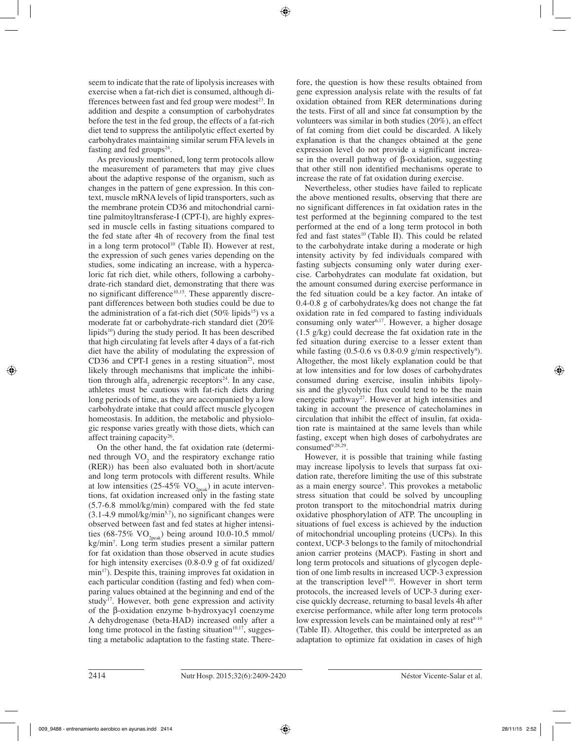seem to indicate that the rate of lipolysis increases with exercise when a fat-rich diet is consumed, although differences between fast and fed group were modest[23]. In addition and despite a consumption of carbohydrates before the test in the fed group, the effects of a fat-rich diet tend to suppress the antilipolytic effect exerted by carbohydrates maintaining similar serum FFA levels in fasting and fed groups[24].

As previously mentioned, long term protocols allow the measurement of parameters that may give clues about the adaptive response of the organism, such as changes in the pattern of gene expression. In this context, muscle mRNA levels of lipid transporters, such as the membrane protein CD36 and mitochondrial carnitine palmitoyltransferase-I (CPT-I), are highly expressed in muscle cells in fasting situations compared to the fed state after 4h of recovery from the final test in a long term protocol[10] (Table II). However at rest, the expression of such genes varies depending on the studies, some indicating an increase, with a hypercaloric fat rich diet, while others, following a carbohydrate-rich standard diet, demonstrating that there was no significant difference[10,15]. These apparently discrepant differences between both studies could be due to the administration of a fat-rich diet (50% lipids[15]) vs a moderate fat or carbohydrate-rich standard diet (20% lipids[10]) during the study period. It has been described that high circulating fat levels after 4 days of a fat-rich diet have the ability of modulating the expression of CD36 and CPT-I genes in a resting situation[25], most likely through mechanisms that implicate the inhibition through alfa$_2$ adrenergic receptors[24]. In any case, athletes must be cautious with fat-rich diets during long periods of time, as they are accompanied by a low carbohydrate intake that could affect muscle glycogen homeostasis. In addition, the metabolic and physiologic response varies greatly with those diets, which can affect training capacity[26].

On the other hand, the fat oxidation rate (determined through $VO_2$ and the respiratory exchange ratio (RER)) has been also evaluated both in short/acute and long term protocols with different results. While at low intensities (25-45% $VO_{2peak}$) in acute interventions, fat oxidation increased only in the fasting state (5.7-6.8 mmol/kg/min) compared with the fed state (3.1-4.9 mmol/kg/min[5,7]), no significant changes were observed between fast and fed states at higher intensities (68-75% $VO_{2peak}$) being around 10.0-10.5 mmol/kg/min[7]. Long term studies present a similar pattern for fat oxidation than those observed in acute studies for high intensity exercises (0.8-0.9 g of fat oxidized/min[17]). Despite this, training improves fat oxidation in each particular condition (fasting and fed) when comparing values obtained at the beginning and end of the study[17]. However, both gene expression and activity of the β-oxidation enzyme b-hydroxyacyl coenzyme A dehydrogenase (beta-HAD) increased only after a long time protocol in the fasting situation[10,17], suggesting a metabolic adaptation to the fasting state. Therefore, the question is how these results obtained from gene expression analysis relate with the results of fat oxidation obtained from RER determinations during the tests. First of all and since fat consumption by the volunteers was similar in both studies (20%), an effect of fat coming from diet could be discarded. A likely explanation is that the changes obtained at the gene expression level do not provide a significant increase in the overall pathway of β-oxidation, suggesting that other still non identified mechanisms operate to increase the rate of fat oxidation during exercise.

Nevertheless, other studies have failed to replicate the above mentioned results, observing that there are no significant differences in fat oxidation rates in the test performed at the beginning compared to the test performed at the end of a long term protocol in both fed and fast states[10] (Table II). This could be related to the carbohydrate intake during a moderate or high intensity activity by fed individuals compared with fasting subjects consuming only water during exercise. Carbohydrates can modulate fat oxidation, but the amount consumed during exercise performance in the fed situation could be a key factor. An intake of 0.4-0.8 g of carbohydrates/kg does not change the fat oxidation rate in fed compared to fasting individuals consuming only water[6,17]. However, a higher dosage (1.5 g/kg) could decrease the fat oxidation rate in the fed situation during exercise to a lesser extent than while fasting (0.5-0.6 vs 0.8-0.9 g/min respectively[9]). Altogether, the most likely explanation could be that at low intensities and for low doses of carbohydrates consumed during exercise, insulin inhibits lipolysis and the glycolytic flux could tend to be the main energetic pathway[27]. However at high intensities and taking in account the presence of catecholamines in circulation that inhibit the effect of insulin, fat oxidation rate is maintained at the same levels than while fasting, except when high doses of carbohydrates are consumed[9,28,29].

However, it is possible that training while fasting may increase lipolysis to levels that surpass fat oxidation rate, therefore limiting the use of this substrate as a main energy source[5]. This provokes a metabolic stress situation that could be solved by uncoupling proton transport to the mitochondrial matrix during oxidative phosphorylation of ATP. The uncoupling in situations of fuel excess is achieved by the induction of mitochondrial uncoupling proteins (UCPs). In this context, UCP-3 belongs to the family of mitochondrial anion carrier proteins (MACP). Fasting in short and long term protocols and situations of glycogen depletion of one limb results in increased UCP-3 expression at the transcription level[8-10]. However in short term protocols, the increased levels of UCP-3 during exercise quickly decrease, returning to basal levels 4h after exercise performance, while after long term protocols low expression levels can be maintained only at rest[8-10] (Table II). Altogether, this could be interpreted as an adaptation to optimize fat oxidation in cases of high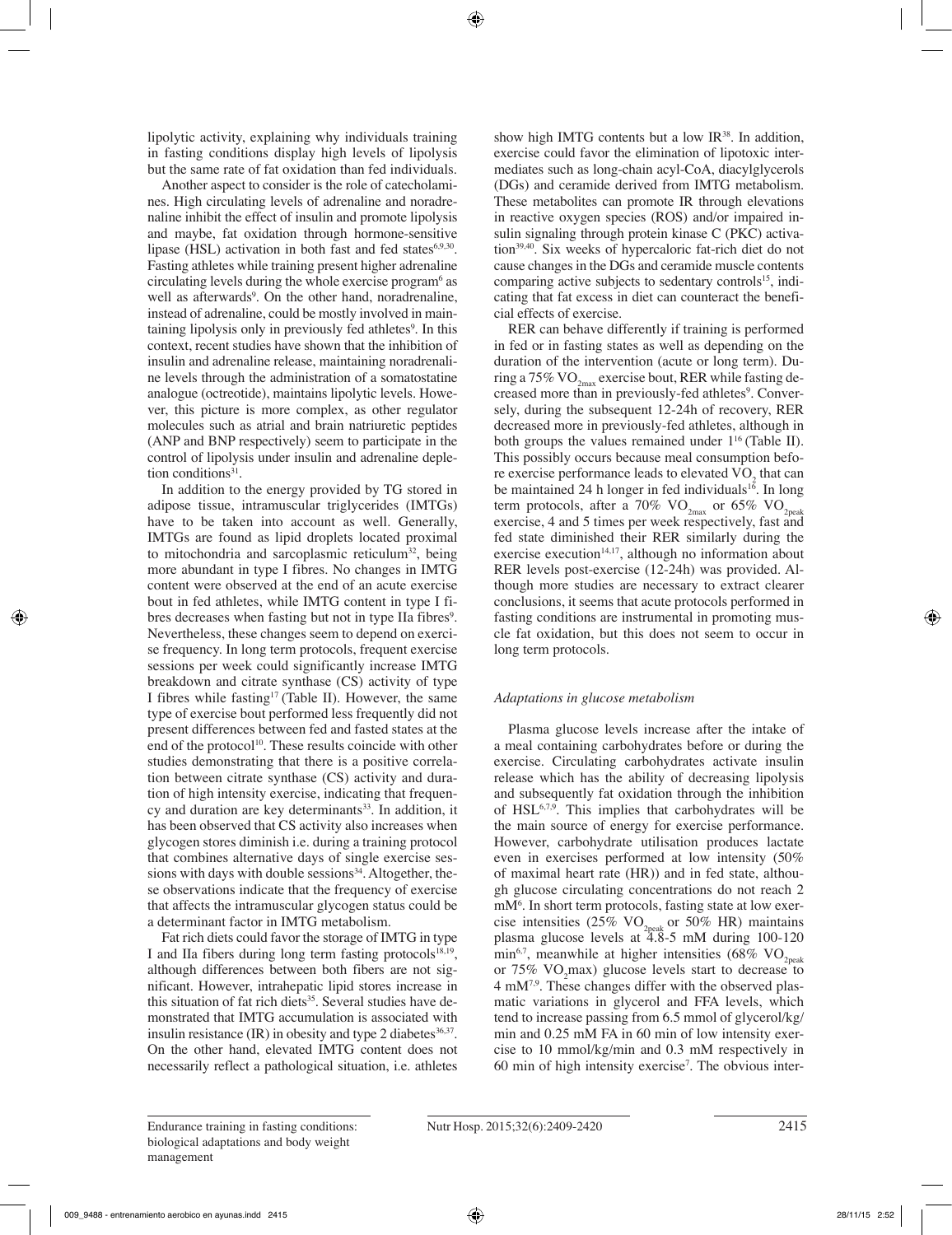lipolytic activity, explaining why individuals training in fasting conditions display high levels of lipolysis but the same rate of fat oxidation than fed individuals.

Another aspect to consider is the role of catecholamines. High circulating levels of adrenaline and noradrenaline inhibit the effect of insulin and promote lipolysis and maybe, fat oxidation through hormone-sensitive lipase (HSL) activation in both fast and fed states[6,9,30]. Fasting athletes while training present higher adrenaline circulating levels during the whole exercise program[6] as well as afterwards[9]. On the other hand, noradrenaline, instead of adrenaline, could be mostly involved in maintaining lipolysis only in previously fed athletes[9]. In this context, recent studies have shown that the inhibition of insulin and adrenaline release, maintaining noradrenaline levels through the administration of a somatostatine analogue (octreotide), maintains lipolytic levels. However, this picture is more complex, as other regulator molecules such as atrial and brain natriuretic peptides (ANP and BNP respectively) seem to participate in the control of lipolysis under insulin and adrenaline depletion conditions[31].

In addition to the energy provided by TG stored in adipose tissue, intramuscular triglycerides (IMTGs) have to be taken into account as well. Generally, IMTGs are found as lipid droplets located proximal to mitochondria and sarcoplasmic reticulum[32], being more abundant in type I fibres. No changes in IMTG content were observed at the end of an acute exercise bout in fed athletes, while IMTG content in type I fibres decreases when fasting but not in type IIa fibres[9]. Nevertheless, these changes seem to depend on exercise frequency. In long term protocols, frequent exercise sessions per week could significantly increase IMTG breakdown and citrate synthase (CS) activity of type I fibres while fasting[17] (Table II). However, the same type of exercise bout performed less frequently did not present differences between fed and fasted states at the end of the protocol[10]. These results coincide with other studies demonstrating that there is a positive correlation between citrate synthase (CS) activity and duration of high intensity exercise, indicating that frequency and duration are key determinants[33]. In addition, it has been observed that CS activity also increases when glycogen stores diminish i.e. during a training protocol that combines alternative days of single exercise sessions with days with double sessions[34]. Altogether, these observations indicate that the frequency of exercise that affects the intramuscular glycogen status could be a determinant factor in IMTG metabolism.

Fat rich diets could favor the storage of IMTG in type I and IIa fibers during long term fasting protocols[18,19], although differences between both fibers are not significant. However, intrahepatic lipid stores increase in this situation of fat rich diets[35]. Several studies have demonstrated that IMTG accumulation is associated with insulin resistance (IR) in obesity and type 2 diabetes[36,37]. On the other hand, elevated IMTG content does not necessarily reflect a pathological situation, i.e. athletes show high IMTG contents but a low IR[38]. In addition, exercise could favor the elimination of lipotoxic intermediates such as long-chain acyl-CoA, diacylglycerols (DGs) and ceramide derived from IMTG metabolism. These metabolites can promote IR through elevations in reactive oxygen species (ROS) and/or impaired insulin signaling through protein kinase C (PKC) activation[39,40]. Six weeks of hypercaloric fat-rich diet do not cause changes in the DGs and ceramide muscle contents comparing active subjects to sedentary controls[15], indicating that fat excess in diet can counteract the beneficial effects of exercise.

RER can behave differently if training is performed in fed or in fasting states as well as depending on the duration of the intervention (acute or long term). During a 75% $VO_{2max}$ exercise bout, RER while fasting decreased more than in previously-fed athletes[9]. Conversely, during the subsequent 12-24h of recovery, RER decreased more in previously-fed athletes, although in both groups the values remained under 1[16] (Table II). This possibly occurs because meal consumption before exercise performance leads to elevated $VO_2$ that can be maintained 24 h longer in fed individuals[16]. In long term protocols, after a 70% $VO_{2max}$ or 65% $VO_{2peak}$ exercise, 4 and 5 times per week respectively, fast and fed state diminished their RER similarly during the exercise execution[14,17], although no information about RER levels post-exercise (12-24h) was provided. Although more studies are necessary to extract clearer conclusions, it seems that acute protocols performed in fasting conditions are instrumental in promoting muscle fat oxidation, but this does not seem to occur in long term protocols.

### *Adaptations in glucose metabolism*

Plasma glucose levels increase after the intake of a meal containing carbohydrates before or during the exercise. Circulating carbohydrates activate insulin release which has the ability of decreasing lipolysis and subsequently fat oxidation through the inhibition of HSL[6,7,9]. This implies that carbohydrates will be the main source of energy for exercise performance. However, carbohydrate utilisation produces lactate even in exercises performed at low intensity (50% of maximal heart rate (HR)) and in fed state, although glucose circulating concentrations do not reach 2 mM[6]. In short term protocols, fasting state at low exercise intensities (25% $VO_{2peak}$ or 50% HR) maintains plasma glucose levels at 4.8-5 mM during 100-120 min[6,7], meanwhile at higher intensities (68% $VO_{2peak}$ or 75% $VO_2$max) glucose levels start to decrease to 4 mM[7,9]. These changes differ with the observed plasmatic variations in glycerol and FFA levels, which tend to increase passing from 6.5 mmol of glycerol/kg/min and 0.25 mM FA in 60 min of low intensity exercise to 10 mmol/kg/min and 0.3 mM respectively in 60 min of high intensity exercise[7]. The obvious inter-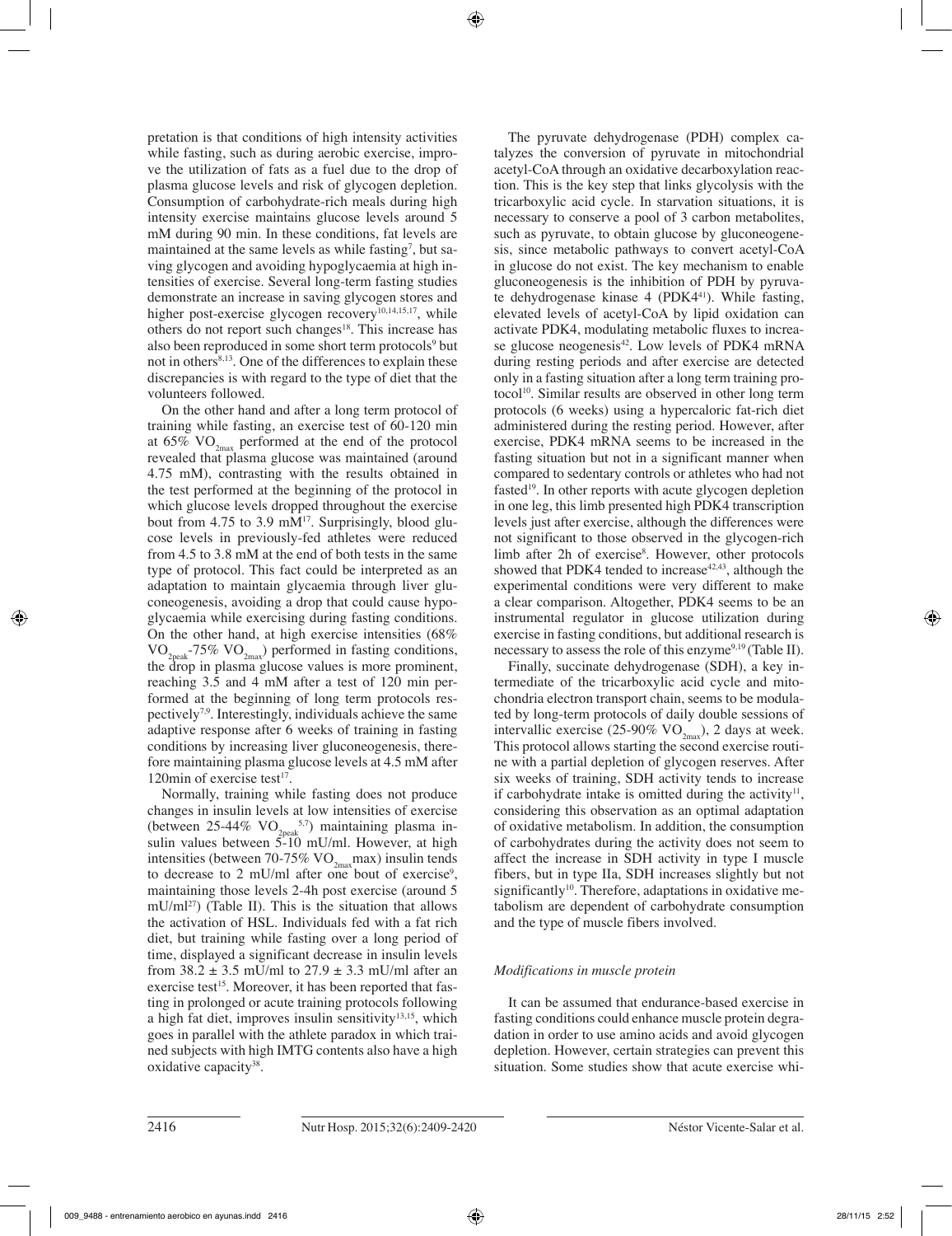pretation is that conditions of high intensity activities while fasting, such as during aerobic exercise, improve the utilization of fats as a fuel due to the drop of plasma glucose levels and risk of glycogen depletion. Consumption of carbohydrate-rich meals during high intensity exercise maintains glucose levels around 5 mM during 90 min. In these conditions, fat levels are maintained at the same levels as while fasting[7], but saving glycogen and avoiding hypoglycaemia at high intensities of exercise. Several long-term fasting studies demonstrate an increase in saving glycogen stores and higher post-exercise glycogen recovery[10,14,15,17], while others do not report such changes[18]. This increase has also been reproduced in some short term protocols[9] but not in others[8,13]. One of the differences to explain these discrepancies is with regard to the type of diet that the volunteers followed.

On the other hand and after a long term protocol of training while fasting, an exercise test of 60-120 min at 65% $VO_{2max}$ performed at the end of the protocol revealed that plasma glucose was maintained (around 4.75 mM), contrasting with the results obtained in the test performed at the beginning of the protocol in which glucose levels dropped throughout the exercise bout from 4.75 to 3.9 mM[17]. Surprisingly, blood glucose levels in previously-fed athletes were reduced from 4.5 to 3.8 mM at the end of both tests in the same type of protocol. This fact could be interpreted as an adaptation to maintain glycaemia through liver gluconeogenesis, avoiding a drop that could cause hypoglycaemia while exercising during fasting conditions. On the other hand, at high exercise intensities (68% $VO_{2peak}$-75% $VO_{2max}$) performed in fasting conditions, the drop in plasma glucose values is more prominent, reaching 3.5 and 4 mM after a test of 120 min performed at the beginning of long term protocols respectively[7,9]. Interestingly, individuals achieve the same adaptive response after 6 weeks of training in fasting conditions by increasing liver gluconeogenesis, therefore maintaining plasma glucose levels at 4.5 mM after 120min of exercise test[17].

Normally, training while fasting does not produce changes in insulin levels at low intensities of exercise (between 25-44% $VO_{2peak}$[5,7]) maintaining plasma insulin values between 5-10 mU/ml. However, at high intensities (between 70-75% $VO_{2max}$max) insulin tends to decrease to 2 mU/ml after one bout of exercise[9], maintaining those levels 2-4h post exercise (around 5 mU/ml[27]) (Table II). This is the situation that allows the activation of HSL. Individuals fed with a fat rich diet, but training while fasting over a long period of time, displayed a significant decrease in insulin levels from 38.2 ± 3.5 mU/ml to 27.9 ± 3.3 mU/ml after an exercise test[15]. Moreover, it has been reported that fasting in prolonged or acute training protocols following a high fat diet, improves insulin sensitivity[13,15], which goes in parallel with the athlete paradox in which trained subjects with high IMTG contents also have a high oxidative capacity[38].

The pyruvate dehydrogenase (PDH) complex catalyzes the conversion of pyruvate in mitochondrial acetyl-CoA through an oxidative decarboxylation reaction. This is the key step that links glycolysis with the tricarboxylic acid cycle. In starvation situations, it is necessary to conserve a pool of 3 carbon metabolites, such as pyruvate, to obtain glucose by gluconeogenesis, since metabolic pathways to convert acetyl-CoA in glucose do not exist. The key mechanism to enable gluconeogenesis is the inhibition of PDH by pyruvate dehydrogenase kinase 4 (PDK4[41]). While fasting, elevated levels of acetyl-CoA by lipid oxidation can activate PDK4, modulating metabolic fluxes to increase glucose neogenesis[42]. Low levels of PDK4 mRNA during resting periods and after exercise are detected only in a fasting situation after a long term training protocol[10]. Similar results are observed in other long term protocols (6 weeks) using a hypercaloric fat-rich diet administered during the resting period. However, after exercise, PDK4 mRNA seems to be increased in the fasting situation but not in a significant manner when compared to sedentary controls or athletes who had not fasted[19]. In other reports with acute glycogen depletion in one leg, this limb presented high PDK4 transcription levels just after exercise, although the differences were not significant to those observed in the glycogen-rich limb after 2h of exercise[8]. However, other protocols showed that PDK4 tended to increase[42,43], although the experimental conditions were very different to make a clear comparison. Altogether, PDK4 seems to be an instrumental regulator in glucose utilization during exercise in fasting conditions, but additional research is necessary to assess the role of this enzyme[9,19] (Table II).

Finally, succinate dehydrogenase (SDH), a key intermediate of the tricarboxylic acid cycle and mitochondria electron transport chain, seems to be modulated by long-term protocols of daily double sessions of intervallic exercise (25-90% $VO_{2max}$), 2 days at week. This protocol allows starting the second exercise routine with a partial depletion of glycogen reserves. After six weeks of training, SDH activity tends to increase if carbohydrate intake is omitted during the activity[11], considering this observation as an optimal adaptation of oxidative metabolism. In addition, the consumption of carbohydrates during the activity does not seem to affect the increase in SDH activity in type I muscle fibers, but in type IIa, SDH increases slightly but not significantly[10]. Therefore, adaptations in oxidative metabolism are dependent of carbohydrate consumption and the type of muscle fibers involved.

### *Modifications in muscle protein*

It can be assumed that endurance-based exercise in fasting conditions could enhance muscle protein degradation in order to use amino acids and avoid glycogen depletion. However, certain strategies can prevent this situation. Some studies show that acute exercise whi-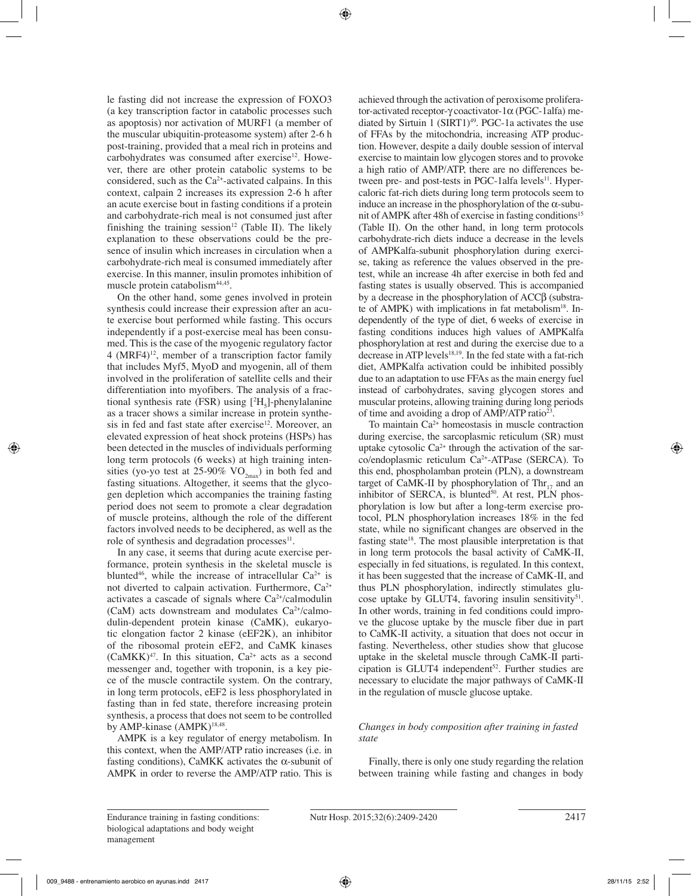le fasting did not increase the expression of FOXO3 (a key transcription factor in catabolic processes such as apoptosis) nor activation of MURF1 (a member of the muscular ubiquitin-proteasome system) after 2-6 h post-training, provided that a meal rich in proteins and carbohydrates was consumed after exercise[12]. However, there are other protein catabolic systems to be considered, such as the $Ca^{2+}$-activated calpains. In this context, calpain 2 increases its expression 2-6 h after an acute exercise bout in fasting conditions if a protein and carbohydrate-rich meal is not consumed just after finishing the training session[12] (Table II). The likely explanation to these observations could be the presence of insulin which increases in circulation when a carbohydrate-rich meal is consumed immediately after exercise. In this manner, insulin promotes inhibition of muscle protein catabolism[44,45].

On the other hand, some genes involved in protein synthesis could increase their expression after an acute exercise bout performed while fasting. This occurs independently if a post-exercise meal has been consumed. This is the case of the myogenic regulatory factor 4 (MRF4)[12], member of a transcription factor family that includes Myf5, MyoD and myogenin, all of them involved in the proliferation of satellite cells and their differentiation into myofibers. The analysis of a fractional synthesis rate (FSR) using [$^2H_5$]-phenylalanine as a tracer shows a similar increase in protein synthesis in fed and fast state after exercise[12]. Moreover, an elevated expression of heat shock proteins (HSPs) has been detected in the muscles of individuals performing long term protocols (6 weeks) at high training intensities (yo-yo test at 25-90% $VO_{2max}$) in both fed and fasting situations. Altogether, it seems that the glycogen depletion which accompanies the training fasting period does not seem to promote a clear degradation of muscle proteins, although the role of the different factors involved needs to be deciphered, as well as the role of synthesis and degradation processes[11].

In any case, it seems that during acute exercise performance, protein synthesis in the skeletal muscle is blunted[46], while the increase of intracellular $Ca^{2+}$ is not diverted to calpain activation. Furthermore, $Ca^{2+}$ activates a cascade of signals where $Ca^{2+}$/calmodulin (CaM) acts downstream and modulates $Ca^{2+}$/calmodulin-dependent protein kinase (CaMK), eukaryotic elongation factor 2 kinase (eEF2K), an inhibitor of the ribosomal protein eEF2, and CaMK kinases (CaMKK)[47]. In this situation, $Ca^{2+}$ acts as a second messenger and, together with troponin, is a key piece of the muscle contractile system. On the contrary, in long term protocols, eEF2 is less phosphorylated in fasting than in fed state, therefore increasing protein synthesis, a process that does not seem to be controlled by AMP-kinase (AMPK)[18,48].

AMPK is a key regulator of energy metabolism. In this context, when the AMP/ATP ratio increases (i.e. in fasting conditions), CaMKK activates the α-subunit of AMPK in order to reverse the AMP/ATP ratio. This is achieved through the activation of peroxisome proliferator-activated receptor-γ coactivator-1α (PGC-1alfa) mediated by Sirtuin 1 (SIRT1)[49]. PGC-1a activates the use of FFAs by the mitochondria, increasing ATP production. However, despite a daily double session of interval exercise to maintain low glycogen stores and to provoke a high ratio of AMP/ATP, there are no differences between pre- and post-tests in PGC-1alfa levels[11]. Hypercaloric fat-rich diets during long term protocols seem to induce an increase in the phosphorylation of the α-subunit of AMPK after 48h of exercise in fasting conditions[15] (Table II). On the other hand, in long term protocols carbohydrate-rich diets induce a decrease in the levels of AMPKalfa-subunit phosphorylation during exercise, taking as reference the values observed in the pretest, while an increase 4h after exercise in both fed and fasting states is usually observed. This is accompanied by a decrease in the phosphorylation of ACCβ (substrate of AMPK) with implications in fat metabolism[18]. Independently of the type of diet, 6 weeks of exercise in fasting conditions induces high values of AMPKalfa phosphorylation at rest and during the exercise due to a decrease in ATP levels[18,19]. In the fed state with a fat-rich diet, AMPKalfa activation could be inhibited possibly due to an adaptation to use FFAs as the main energy fuel instead of carbohydrates, saving glycogen stores and muscular proteins, allowing training during long periods of time and avoiding a drop of AMP/ATP ratio[23].

To maintain $Ca^{2+}$ homeostasis in muscle contraction during exercise, the sarcoplasmic reticulum (SR) must uptake cytosolic $Ca^{2+}$ through the activation of the sarco/endoplasmic reticulum $Ca^{2+}$-ATPase (SERCA). To this end, phospholamban protein (PLN), a downstream target of CaMK-II by phosphorylation of $Thr_{17}$ and an inhibitor of SERCA, is blunted[50]. At rest, PLN phosphorylation is low but after a long-term exercise protocol, PLN phosphorylation increases 18% in the fed state, while no significant changes are observed in the fasting state[18]. The most plausible interpretation is that in long term protocols the basal activity of CaMK-II, especially in fed situations, is regulated. In this context, it has been suggested that the increase of CaMK-II, and thus PLN phosphorylation, indirectly stimulates glucose uptake by GLUT4, favoring insulin sensitivity[51]. In other words, training in fed conditions could improve the glucose uptake by the muscle fiber due in part to CaMK-II activity, a situation that does not occur in fasting. Nevertheless, other studies show that glucose uptake in the skeletal muscle through CaMK-II participation is GLUT4 independent[52]. Further studies are necessary to elucidate the major pathways of CaMK-II in the regulation of muscle glucose uptake.

### *Changes in body composition after training in fasted state*

Finally, there is only one study regarding the relation between training while fasting and changes in body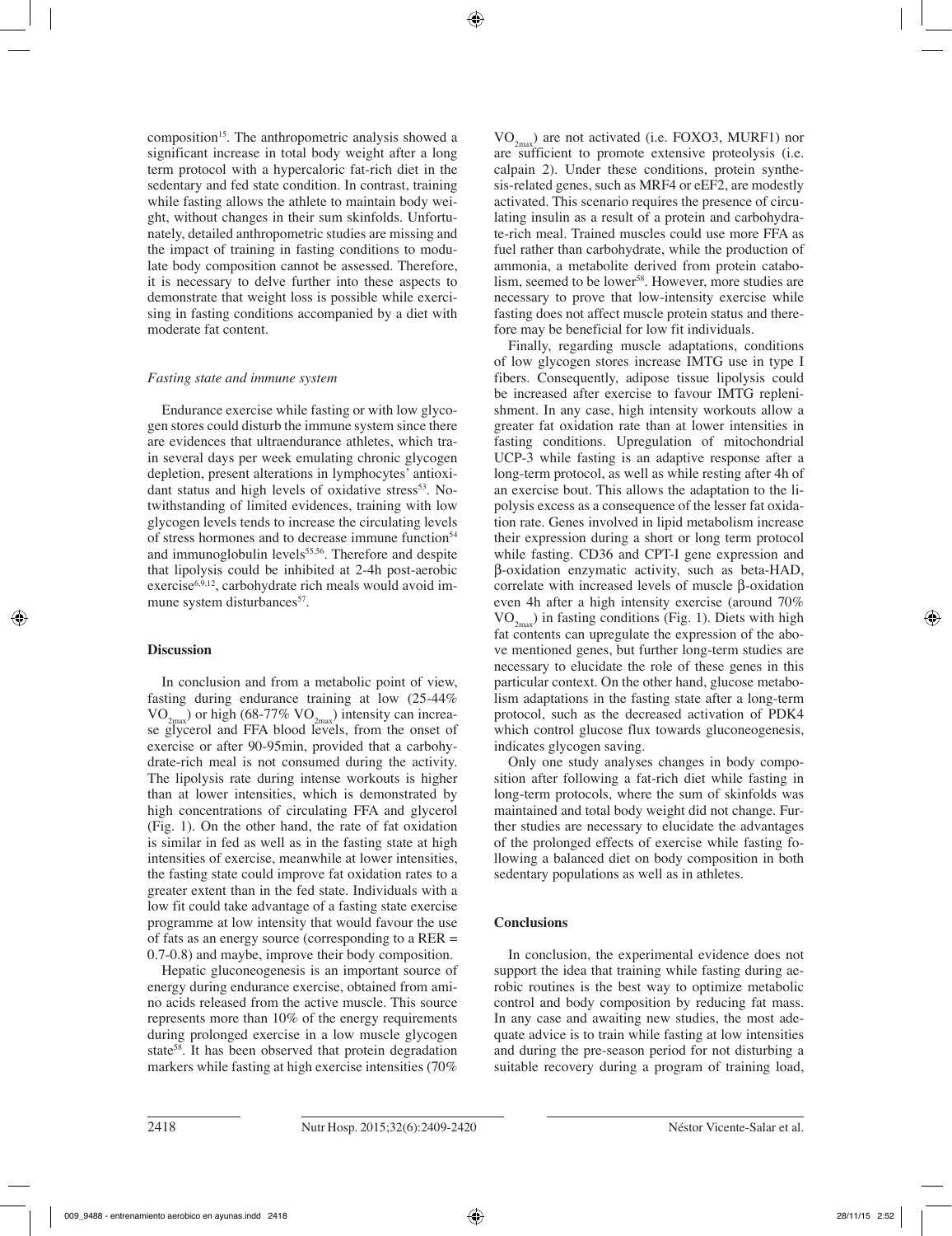composition[15]. The anthropometric analysis showed a significant increase in total body weight after a long term protocol with a hypercaloric fat-rich diet in the sedentary and fed state condition. In contrast, training while fasting allows the athlete to maintain body weight, without changes in their sum skinfolds. Unfortunately, detailed anthropometric studies are missing and the impact of training in fasting conditions to modulate body composition cannot be assessed. Therefore, it is necessary to delve further into these aspects to demonstrate that weight loss is possible while exercising in fasting conditions accompanied by a diet with moderate fat content.

### *Fasting state and immune system*

Endurance exercise while fasting or with low glycogen stores could disturb the immune system since there are evidences that ultraendurance athletes, which train in several days per week emulating chronic glycogen depletion, present alterations in lymphocytes' antioxidant status and high levels of oxidative stress[53]. Notwithstanding of limited evidences, training with low glycogen levels tends to increase the circulating levels of stress hormones and to decrease immune function[54] and immunoglobulin levels[55,56]. Therefore and despite that lipolysis could be inhibited at 2-4h post-aerobic exercise[6,9,12], carbohydrate rich meals would avoid immune system disturbances[57].

## Discussion

In conclusion and from a metabolic point of view, fasting during endurance training at low (25-44% $VO_{2max}$) or high (68-77% $VO_{2max}$) intensity can increase glycerol and FFA blood levels, from the onset of exercise or after 90-95min, provided that a carbohydrate-rich meal is not consumed during the activity. The lipolysis rate during intense workouts is higher than at lower intensities, which is demonstrated by high concentrations of circulating FFA and glycerol (Fig. 1). On the other hand, the rate of fat oxidation is similar in fed as well as in the fasting state at high intensities of exercise, meanwhile at lower intensities, the fasting state could improve fat oxidation rates to a greater extent than in the fed state. Individuals with a low fit could take advantage of a fasting state exercise programme at low intensity that would favour the use of fats as an energy source (corresponding to a RER = 0.7-0.8) and maybe, improve their body composition.

Hepatic gluconeogenesis is an important source of energy during endurance exercise, obtained from amino acids released from the active muscle. This source represents more than 10% of the energy requirements during prolonged exercise in a low muscle glycogen state[58]. It has been observed that protein degradation markers while fasting at high exercise intensities (70% $VO_{2max}$) are not activated (i.e. FOXO3, MURF1) nor are sufficient to promote extensive proteolysis (i.e. calpain 2). Under these conditions, protein synthesis-related genes, such as MRF4 or eEF2, are modestly activated. This scenario requires the presence of circulating insulin as a result of a protein and carbohydrate-rich meal. Trained muscles could use more FFA as fuel rather than carbohydrate, while the production of ammonia, a metabolite derived from protein catabolism, seemed to be lower[58]. However, more studies are necessary to prove that low-intensity exercise while fasting does not affect muscle protein status and therefore may be beneficial for low fit individuals.

Finally, regarding muscle adaptations, conditions of low glycogen stores increase IMTG use in type I fibers. Consequently, adipose tissue lipolysis could be increased after exercise to favour IMTG replenishment. In any case, high intensity workouts allow a greater fat oxidation rate than at lower intensities in fasting conditions. Upregulation of mitochondrial UCP-3 while fasting is an adaptive response after a long-term protocol, as well as while resting after 4h of an exercise bout. This allows the adaptation to the lipolysis excess as a consequence of the lesser fat oxidation rate. Genes involved in lipid metabolism increase their expression during a short or long term protocol while fasting. CD36 and CPT-I gene expression and β-oxidation enzymatic activity, such as beta-HAD, correlate with increased levels of muscle β-oxidation even 4h after a high intensity exercise (around 70% $VO_{2max}$) in fasting conditions (Fig. 1). Diets with high fat contents can upregulate the expression of the above mentioned genes, but further long-term studies are necessary to elucidate the role of these genes in this particular context. On the other hand, glucose metabolism adaptations in the fasting state after a long-term protocol, such as the decreased activation of PDK4 which control glucose flux towards gluconeogenesis, indicates glycogen saving.

Only one study analyses changes in body composition after following a fat-rich diet while fasting in long-term protocols, where the sum of skinfolds was maintained and total body weight did not change. Further studies are necessary to elucidate the advantages of the prolonged effects of exercise while fasting following a balanced diet on body composition in both sedentary populations as well as in athletes.

## Conclusions

In conclusion, the experimental evidence does not support the idea that training while fasting during aerobic routines is the best way to optimize metabolic control and body composition by reducing fat mass. In any case and awaiting new studies, the most adequate advice is to train while fasting at low intensities and during the pre-season period for not disturbing a suitable recovery during a program of training load,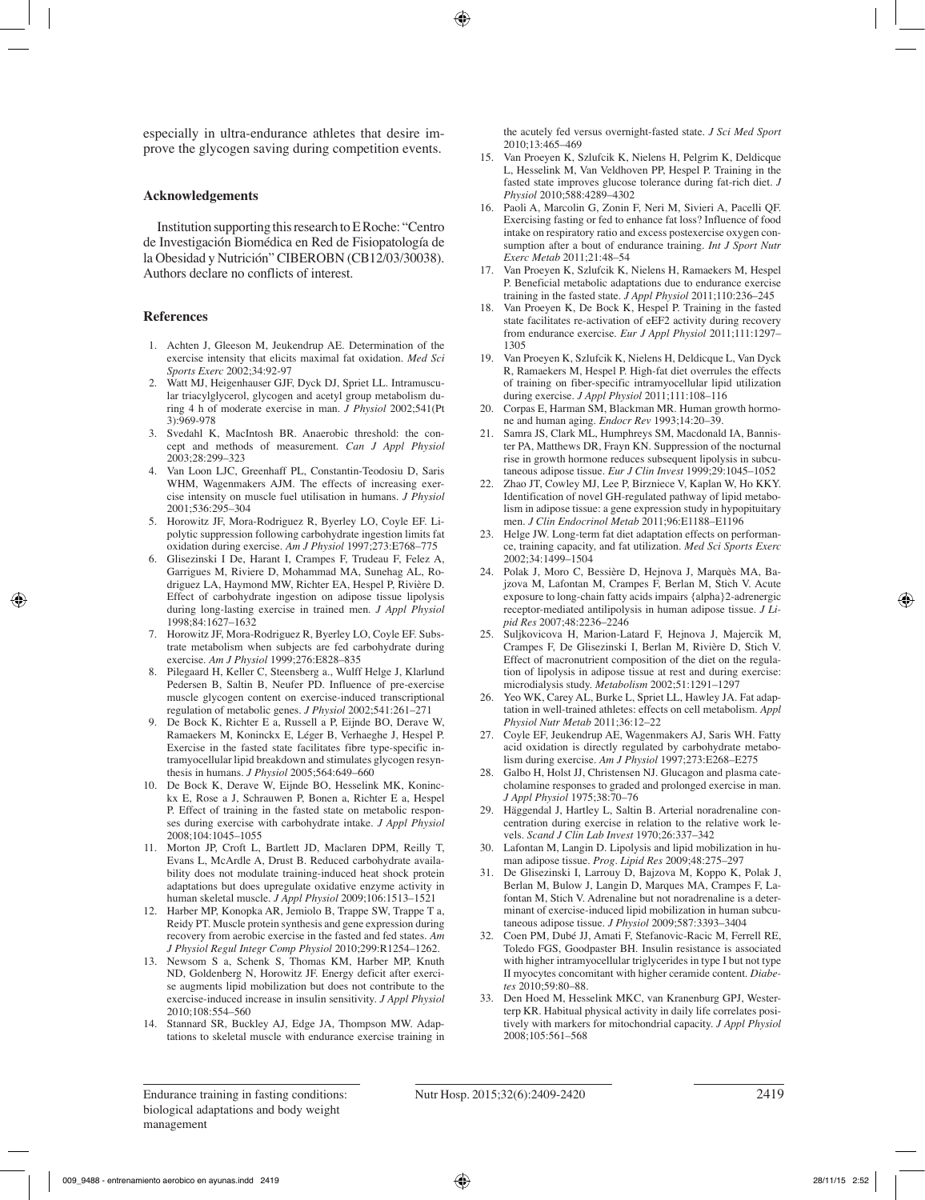especially in ultra-endurance athletes that desire improve the glycogen saving during competition events.

## Acknowledgements

Institution supporting this research to E Roche: "Centro de Investigación Biomédica en Red de Fisiopatología de la Obesidad y Nutrición" CIBEROBN (CB12/03/30038). Authors declare no conflicts of interest.

## References

1. Achten J, Gleeson M, Jeukendrup AE. Determination of the exercise intensity that elicits maximal fat oxidation. *Med Sci Sports Exerc* 2002;34:92-97
2. Watt MJ, Heigenhauser GJF, Dyck DJ, Spriet LL. Intramuscular triacylglycerol, glycogen and acetyl group metabolism during 4 h of moderate exercise in man. *J Physiol* 2002;541(Pt 3):969-978
3. Svedahl K, MacIntosh BR. Anaerobic threshold: the concept and methods of measurement. *Can J Appl Physiol* 2003;28:299–323
4. Van Loon LJC, Greenhaff PL, Constantin-Teodosiu D, Saris WHM, Wagenmakers AJM. The effects of increasing exercise intensity on muscle fuel utilisation in humans. *J Physiol* 2001;536:295–304
5. Horowitz JF, Mora-Rodriguez R, Byerley LO, Coyle EF. Lipolytic suppression following carbohydrate ingestion limits fat oxidation during exercise. *Am J Physiol* 1997;273:E768–775
6. Glisezinski I De, Harant I, Crampes F, Trudeau F, Felez A, Garrigues M, Riviere D, Mohammad MA, Sunehag AL, Rodriguez LA, Haymond MW, Richter EA, Hespel P, Rivière D. Effect of carbohydrate ingestion on adipose tissue lipolysis during long-lasting exercise in trained men. *J Appl Physiol* 1998;84:1627–1632
7. Horowitz JF, Mora-Rodriguez R, Byerley LO, Coyle EF. Substrate metabolism when subjects are fed carbohydrate during exercise. *Am J Physiol* 1999;276:E828–835
8. Pilegaard H, Keller C, Steensberg a., Wulff Helge J, Klarlund Pedersen B, Saltin B, Neufer PD. Influence of pre-exercise muscle glycogen content on exercise-induced transcriptional regulation of metabolic genes. *J Physiol* 2002;541:261–271
9. De Bock K, Richter E a, Russell a P, Eijnde BO, Derave W, Ramaekers M, Koninckx E, Léger B, Verhaeghe J, Hespel P. Exercise in the fasted state facilitates fibre type-specific intramyocellular lipid breakdown and stimulates glycogen resynthesis in humans. *J Physiol* 2005;564:649–660
10. De Bock K, Derave W, Eijnde BO, Hesselink MK, Koninckx E, Rose a J, Schrauwen P, Bonen a, Richter E a, Hespel P. Effect of training in the fasted state on metabolic responses during exercise with carbohydrate intake. *J Appl Physiol* 2008;104:1045–1055
11. Morton JP, Croft L, Bartlett JD, Maclaren DPM, Reilly T, Evans L, McArdle A, Drust B. Reduced carbohydrate availability does not modulate training-induced heat shock protein adaptations but does upregulate oxidative enzyme activity in human skeletal muscle. *J Appl Physiol* 2009;106:1513–1521
12. Harber MP, Konopka AR, Jemiolo B, Trappe SW, Trappe T a, Reidy PT. Muscle protein synthesis and gene expression during recovery from aerobic exercise in the fasted and fed states. *Am J Physiol Regul Integr Comp Physiol* 2010;299:R1254–1262.
13. Newsom S a, Schenk S, Thomas KM, Harber MP, Knuth ND, Goldenberg N, Horowitz JF. Energy deficit after exercise augments lipid mobilization but does not contribute to the exercise-induced increase in insulin sensitivity. *J Appl Physiol* 2010;108:554–560
14. Stannard SR, Buckley AJ, Edge JA, Thompson MW. Adaptations to skeletal muscle with endurance exercise training in the acutely fed versus overnight-fasted state. *J Sci Med Sport* 2010;13:465–469
15. Van Proeyen K, Szlufcik K, Nielens H, Pelgrim K, Deldicque L, Hesselink M, Van Veldhoven PP, Hespel P. Training in the fasted state improves glucose tolerance during fat-rich diet. *J Physiol* 2010;588:4289–4302
16. Paoli A, Marcolin G, Zonin F, Neri M, Sivieri A, Pacelli QF. Exercising fasting or fed to enhance fat loss? Influence of food intake on respiratory ratio and excess postexercise oxygen consumption after a bout of endurance training. *Int J Sport Nutr Exerc Metab* 2011;21:48–54
17. Van Proeyen K, Szlufcik K, Nielens H, Ramaekers M, Hespel P. Beneficial metabolic adaptations due to endurance exercise training in the fasted state. *J Appl Physiol* 2011;110:236–245
18. Van Proeyen K, De Bock K, Hespel P. Training in the fasted state facilitates re-activation of eEF2 activity during recovery from endurance exercise. *Eur J Appl Physiol* 2011;111:1297–1305
19. Van Proeyen K, Szlufcik K, Nielens H, Deldicque L, Van Dyck R, Ramaekers M, Hespel P. High-fat diet overrules the effects of training on fiber-specific intramyocellular lipid utilization during exercise. *J Appl Physiol* 2011;111:108–116
20. Corpas E, Harman SM, Blackman MR. Human growth hormone and human aging. *Endocr Rev* 1993;14:20–39.
21. Samra JS, Clark ML, Humphreys SM, Macdonald IA, Bannister PA, Matthews DR, Frayn KN. Suppression of the nocturnal rise in growth hormone reduces subsequent lipolysis in subcutaneous adipose tissue. *Eur J Clin Invest* 1999;29:1045–1052
22. Zhao JT, Cowley MJ, Lee P, Birzniece V, Kaplan W, Ho KKY. Identification of novel GH-regulated pathway of lipid metabolism in adipose tissue: a gene expression study in hypopituitary men. *J Clin Endocrinol Metab* 2011;96:E1188–E1196
23. Helge JW. Long-term fat diet adaptation effects on performance, training capacity, and fat utilization. *Med Sci Sports Exerc* 2002;34:1499–1504
24. Polak J, Moro C, Bessière D, Hejnova J, Marquès MA, Bajzova M, Lafontan M, Crampes F, Berlan M, Stich V. Acute exposure to long-chain fatty acids impairs {alpha}2-adrenergic receptor-mediated antilipolysis in human adipose tissue. *J Lipid Res* 2007;48:2236–2246
25. Suljkovicova H, Marion-Latard F, Hejnova J, Majercik M, Crampes F, De Glisezinski I, Berlan M, Rivière D, Stich V. Effect of macronutrient composition of the diet on the regulation of lipolysis in adipose tissue at rest and during exercise: microdialysis study. *Metabolism* 2002;51:1291–1297
26. Yeo WK, Carey AL, Burke L, Spriet LL, Hawley JA. Fat adaptation in well-trained athletes: effects on cell metabolism. *Appl Physiol Nutr Metab* 2011;36:12–22
27. Coyle EF, Jeukendrup AE, Wagenmakers AJ, Saris WH. Fatty acid oxidation is directly regulated by carbohydrate metabolism during exercise. *Am J Physiol* 1997;273:E268–E275
28. Galbo H, Holst JJ, Christensen NJ. Glucagon and plasma catecholamine responses to graded and prolonged exercise in man. *J Appl Physiol* 1975;38:70–76
29. Häggendal J, Hartley L, Saltin B. Arterial noradrenaline concentration during exercise in relation to the relative work levels. *Scand J Clin Lab Invest* 1970;26:337–342
30. Lafontan M, Langin D. Lipolysis and lipid mobilization in human adipose tissue. *Prog. Lipid Res* 2009;48:275–297
31. De Glisezinski I, Larrouy D, Bajzova M, Koppo K, Polak J, Berlan M, Bulow J, Langin D, Marques MA, Crampes F, Lafontan M, Stich V. Adrenaline but not noradrenaline is a determinant of exercise-induced lipid mobilization in human subcutaneous adipose tissue. *J Physiol* 2009;587:3393–3404
32. Coen PM, Dubé JJ, Amati F, Stefanovic-Racic M, Ferrell RE, Toledo FGS, Goodpaster BH. Insulin resistance is associated with higher intramyocellular triglycerides in type I but not type II myocytes concomitant with higher ceramide content. *Diabetes* 2010;59:80–88.
33. Den Hoed M, Hesselink MKC, van Kranenburg GPJ, Westerterp KR. Habitual physical activity in daily life correlates positively with markers for mitochondrial capacity. *J Appl Physiol* 2008;105:561–568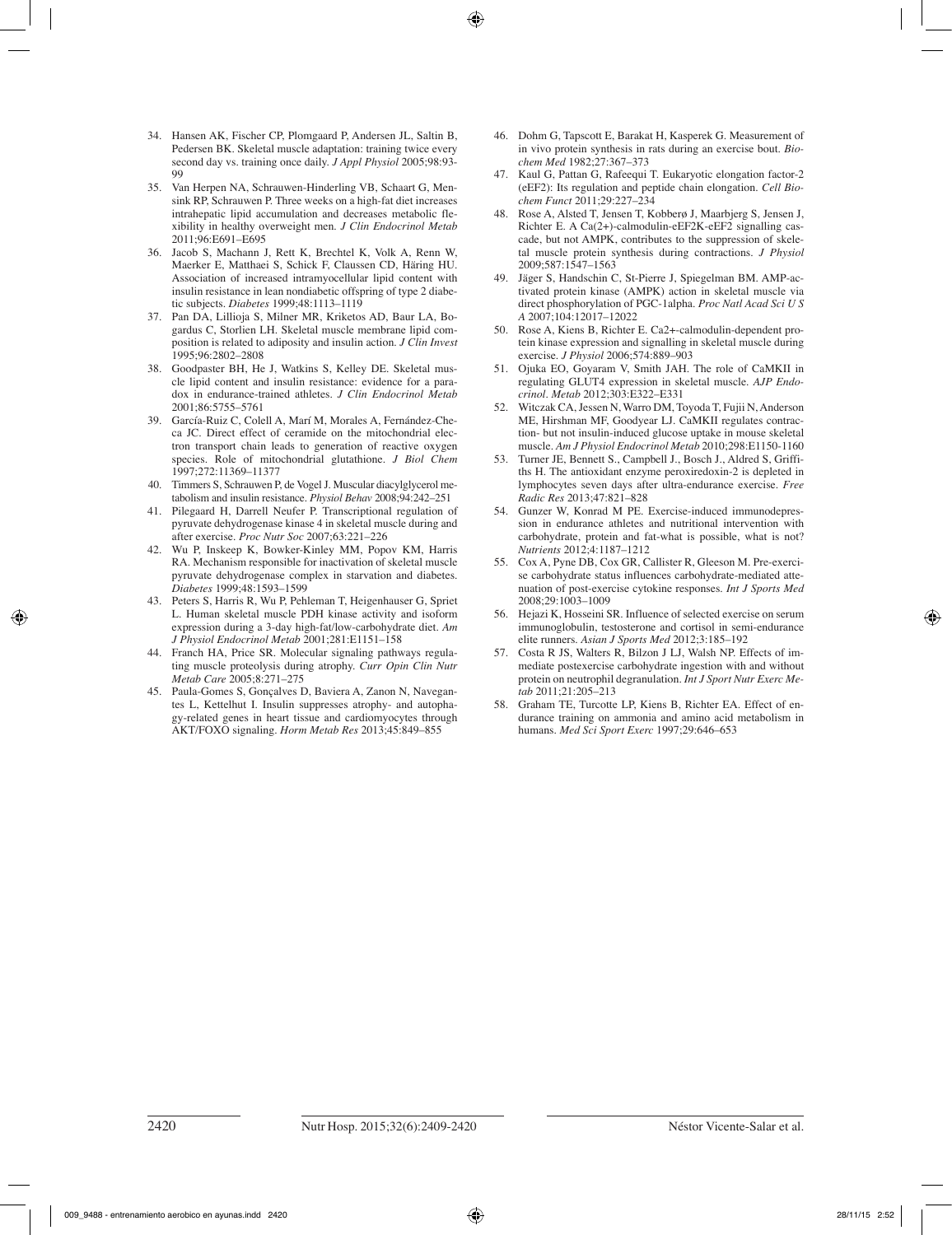34. Hansen AK, Fischer CP, Plomgaard P, Andersen JL, Saltin B, Pedersen BK. Skeletal muscle adaptation: training twice every second day vs. training once daily. *J Appl Physiol* 2005;98:93-99
35. Van Herpen NA, Schrauwen-Hinderling VB, Schaart G, Mensink RP, Schrauwen P. Three weeks on a high-fat diet increases intrahepatic lipid accumulation and decreases metabolic flexibility in healthy overweight men. *J Clin Endocrinol Metab* 2011;96:E691–E695
36. Jacob S, Machann J, Rett K, Brechtel K, Volk A, Renn W, Maerker E, Matthaei S, Schick F, Claussen CD, Häring HU. Association of increased intramyocellular lipid content with insulin resistance in lean nondiabetic offspring of type 2 diabetic subjects. *Diabetes* 1999;48:1113–1119
37. Pan DA, Lillioja S, Milner MR, Kriketos AD, Baur LA, Bogardus C, Storlien LH. Skeletal muscle membrane lipid composition is related to adiposity and insulin action. *J Clin Invest* 1995;96:2802–2808
38. Goodpaster BH, He J, Watkins S, Kelley DE. Skeletal muscle lipid content and insulin resistance: evidence for a paradox in endurance-trained athletes. *J Clin Endocrinol Metab* 2001;86:5755–5761
39. García-Ruiz C, Colell A, Marí M, Morales A, Fernández-Checa JC. Direct effect of ceramide on the mitochondrial electron transport chain leads to generation of reactive oxygen species. Role of mitochondrial glutathione. *J Biol Chem* 1997;272:11369–11377
40. Timmers S, Schrauwen P, de Vogel J. Muscular diacylglycerol metabolism and insulin resistance. *Physiol Behav* 2008;94:242–251
41. Pilegaard H, Darrell Neufer P. Transcriptional regulation of pyruvate dehydrogenase kinase 4 in skeletal muscle during and after exercise. *Proc Nutr Soc* 2007;63:221–226
42. Wu P, Inskeep K, Bowker-Kinley MM, Popov KM, Harris RA. Mechanism responsible for inactivation of skeletal muscle pyruvate dehydrogenase complex in starvation and diabetes. *Diabetes* 1999;48:1593–1599
43. Peters S, Harris R, Wu P, Pehleman T, Heigenhauser G, Spriet L. Human skeletal muscle PDH kinase activity and isoform expression during a 3-day high-fat/low-carbohydrate diet. *Am J Physiol Endocrinol Metab* 2001;281:E1151–158
44. Franch HA, Price SR. Molecular signaling pathways regulating muscle proteolysis during atrophy. *Curr Opin Clin Nutr Metab Care* 2005;8:271–275
45. Paula-Gomes S, Gonçalves D, Baviera A, Zanon N, Navegantes L, Kettelhut I. Insulin suppresses atrophy- and autophagy-related genes in heart tissue and cardiomyocytes through AKT/FOXO signaling. *Horm Metab Res* 2013;45:849–855
46. Dohm G, Tapscott E, Barakat H, Kasperek G. Measurement of in vivo protein synthesis in rats during an exercise bout. *Biochem Med* 1982;27:367–373
47. Kaul G, Pattan G, Rafeequi T. Eukaryotic elongation factor-2 (eEF2): Its regulation and peptide chain elongation. *Cell Biochem Funct* 2011;29:227–234
48. Rose A, Alsted T, Jensen T, Kobberø J, Maarbjerg S, Jensen J, Richter E. A Ca(2+)-calmodulin-eEF2K-eEF2 signalling cascade, but not AMPK, contributes to the suppression of skeletal muscle protein synthesis during contractions. *J Physiol* 2009;587:1547–1563
49. Jäger S, Handschin C, St-Pierre J, Spiegelman BM. AMP-activated protein kinase (AMPK) action in skeletal muscle via direct phosphorylation of PGC-1alpha. *Proc Natl Acad Sci U S A* 2007;104:12017–12022
50. Rose A, Kiens B, Richter E. Ca2+-calmodulin-dependent protein kinase expression and signalling in skeletal muscle during exercise. *J Physiol* 2006;574:889–903
51. Ojuka EO, Goyaram V, Smith JAH. The role of CaMKII in regulating GLUT4 expression in skeletal muscle. *AJP Endocrinol. Metab* 2012;303:E322–E331
52. Witczak CA, Jessen N, Warro DM, Toyoda T, Fujii N, Anderson ME, Hirshman MF, Goodyear LJ. CaMKII regulates contraction- but not insulin-induced glucose uptake in mouse skeletal muscle. *Am J Physiol Endocrinol Metab* 2010;298:E1150-1160
53. Turner JE, Bennett S., Campbell J., Bosch J., Aldred S, Griffiths H. The antioxidant enzyme peroxiredoxin-2 is depleted in lymphocytes seven days after ultra-endurance exercise. *Free Radic Res* 2013;47:821–828
54. Gunzer W, Konrad M PE. Exercise-induced immunodepression in endurance athletes and nutritional intervention with carbohydrate, protein and fat-what is possible, what is not? *Nutrients* 2012;4:1187–1212
55. Cox A, Pyne DB, Cox GR, Callister R, Gleeson M. Pre-exercise carbohydrate status influences carbohydrate-mediated attenuation of post-exercise cytokine responses. *Int J Sports Med* 2008;29:1003–1009
56. Hejazi K, Hosseini SR. Influence of selected exercise on serum immunoglobulin, testosterone and cortisol in semi-endurance elite runners. *Asian J Sports Med* 2012;3:185–192
57. Costa R JS, Walters R, Bilzon J LJ, Walsh NP. Effects of immediate postexercise carbohydrate ingestion with and without protein on neutrophil degranulation. *Int J Sport Nutr Exerc Metab* 2011;21:205–213
58. Graham TE, Turcotte LP, Kiens B, Richter EA. Effect of endurance training on ammonia and amino acid metabolism in humans. *Med Sci Sport Exerc* 1997;29:646–653